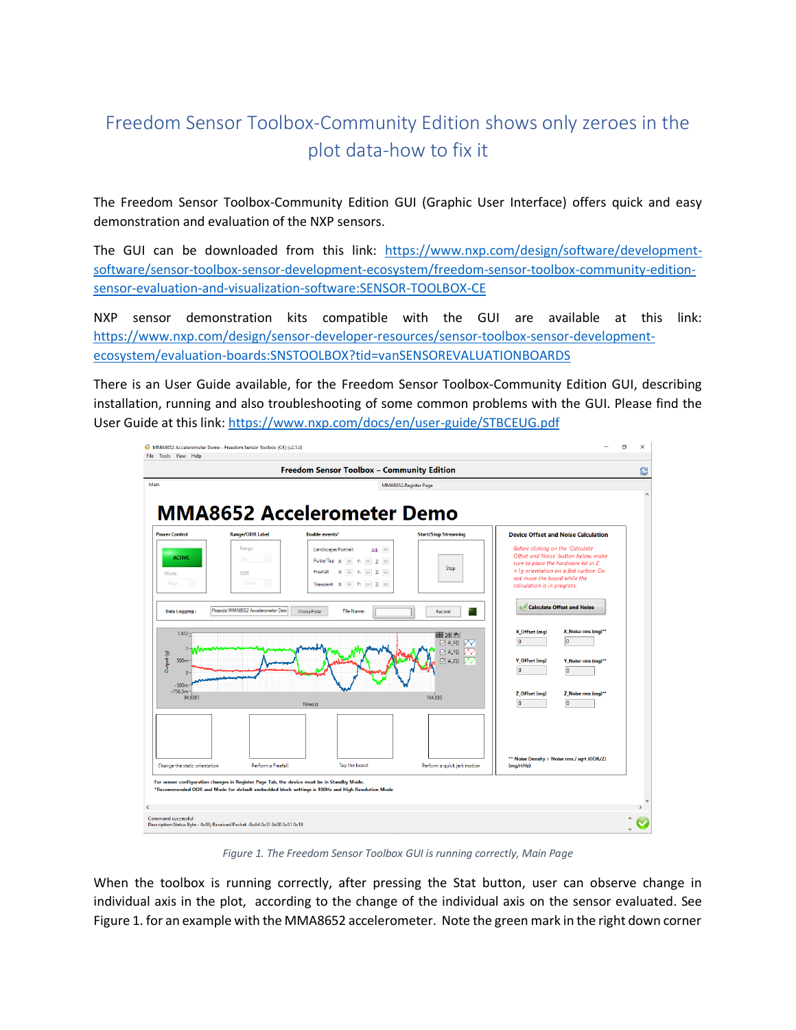# Freedom Sensor Toolbox-Community Edition shows only zeroes in the plot data-how to fix it

The Freedom Sensor Toolbox-Community Edition GUI (Graphic User Interface) offers quick and easy demonstration and evaluation of the NXP sensors.

The GUI can be downloaded from this link: https://www.nxp.com/design/software/development-software/sensor-toolbox-sensor-development-ecosystem/freedom-sensor-toolbox-community-edition-sensor-evaluation-and-visualization-software:SENSOR-TOOLBOX-CE

NXP sensor demonstration kits compatible with the GUI are available at this link: https://www.nxp.com/design/sensor-developer-resources/sensor-toolbox-sensor-development-ecosystem/evaluation-boards:SNSTOOLBOX?tid=vanSENSOREVALUATIONBOARDS

There is an User Guide available, for the Freedom Sensor Toolbox-Community Edition GUI, describing installation, running and also troubleshooting of some common problems with the GUI. Please find the User Guide at this link: https://www.nxp.com/docs/en/user-guide/STBCEUG.pdf

*Figure 1. The Freedom Sensor Toolbox GUI is running correctly, Main Page*

When the toolbox is running correctly, after pressing the Stat button, user can observe change in individual axis in the plot, according to the change of the individual axis on the sensor evaluated. See Figure 1. for an example with the MMA8652 accelerometer. Note the green mark in the right down corner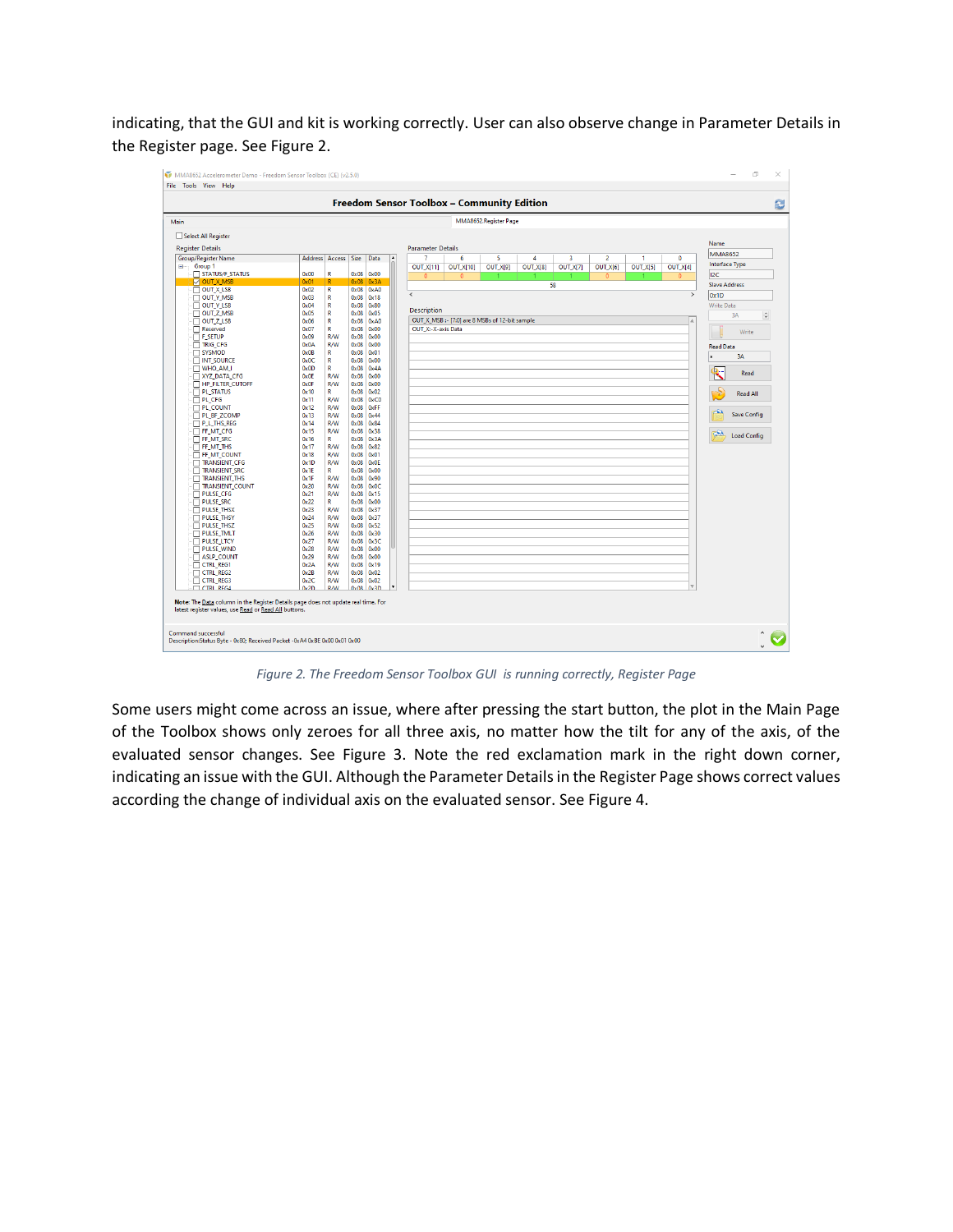indicating, that the GUI and kit is working correctly. User can also observe change in Parameter Details in the Register page. See Figure 2.

*Figure 2. The Freedom Sensor Toolbox GUI is running correctly, Register Page*

Some users might come across an issue, where after pressing the start button, the plot in the Main Page of the Toolbox shows only zeroes for all three axis, no matter how the tilt for any of the axis, of the evaluated sensor changes. See Figure 3. Note the red exclamation mark in the right down corner, indicating an issue with the GUI. Although the Parameter Details in the Register Page shows correct values according the change of individual axis on the evaluated sensor. See Figure 4.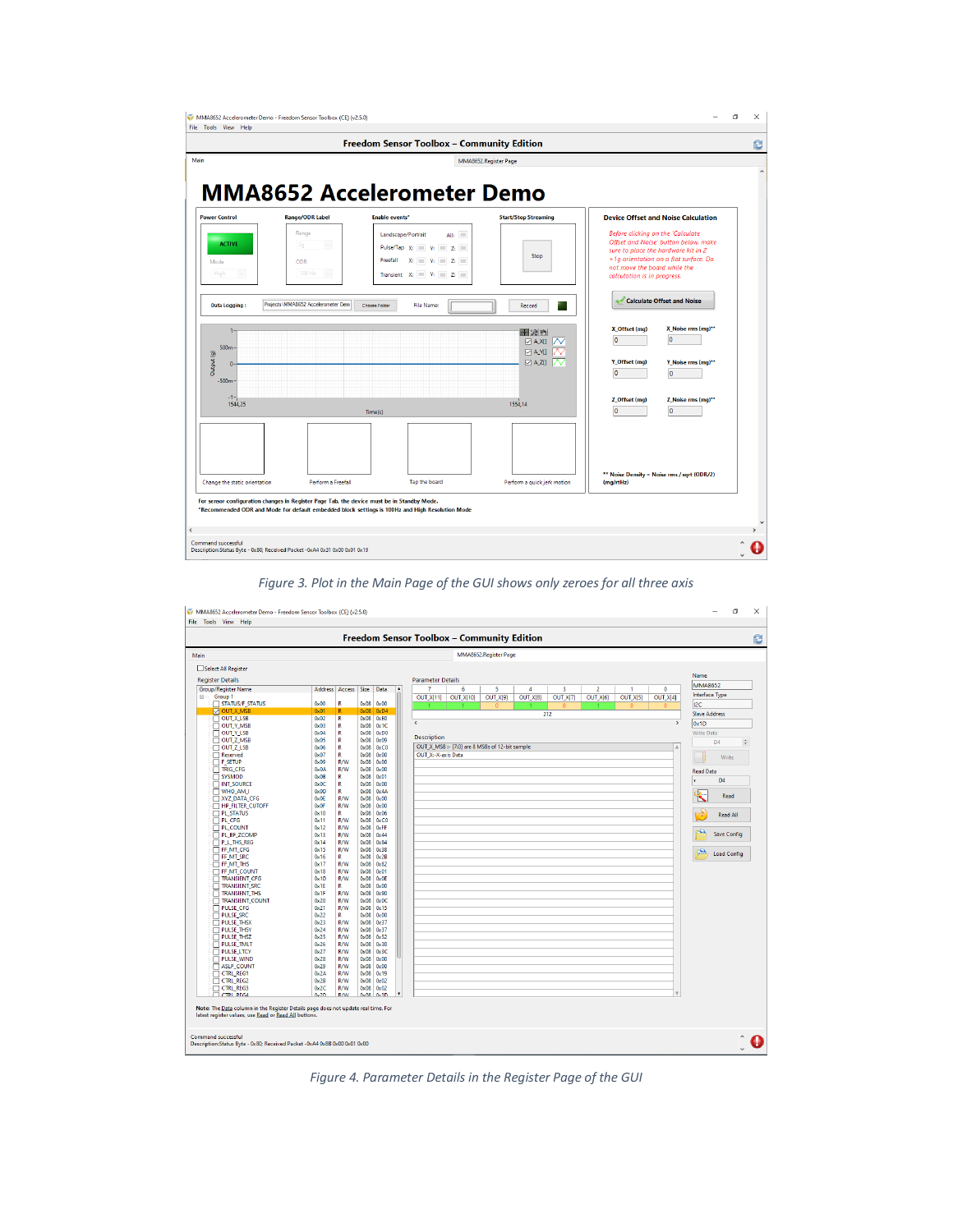Figure 3. Plot in the Main Page of the GUI shows only zeroes for all three axis

Figure 4. Parameter Details in the Register Page of the GUI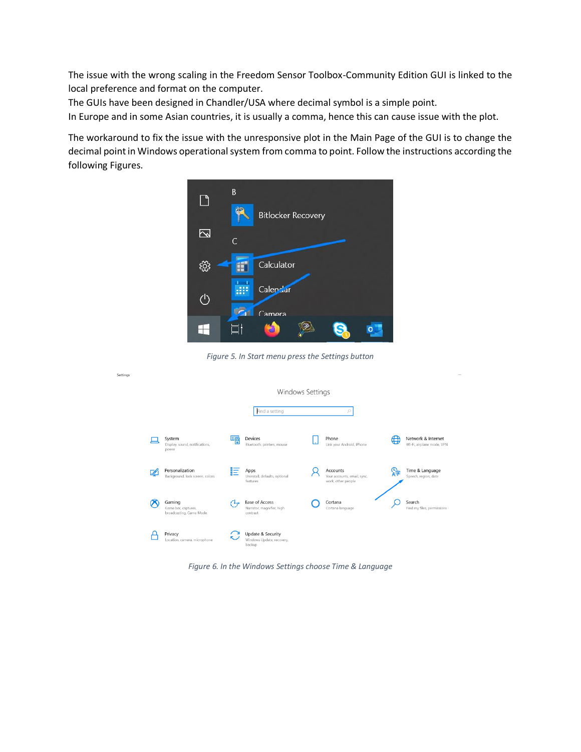The issue with the wrong scaling in the Freedom Sensor Toolbox-Community Edition GUI is linked to the local preference and format on the computer.
The GUIs have been designed in Chandler/USA where decimal symbol is a simple point.
In Europe and in some Asian countries, it is usually a comma, hence this can cause issue with the plot.

The workaround to fix the issue with the unresponsive plot in the Main Page of the GUI is to change the decimal point in Windows operational system from comma to point. Follow the instructions according the following Figures.

*Figure 5. In Start menu press the Settings button*

*Figure 6. In the Windows Settings choose Time & Language*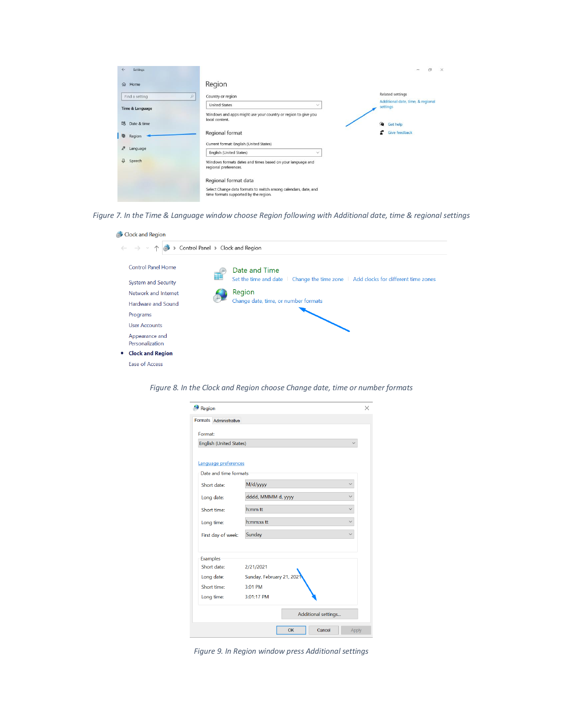Figure 7. In the Time & Language window choose Region following with Additional date, time & regional settings

Figure 8. In the Clock and Region choose Change date, time or number formats

Figure 9. In Region window press Additional settings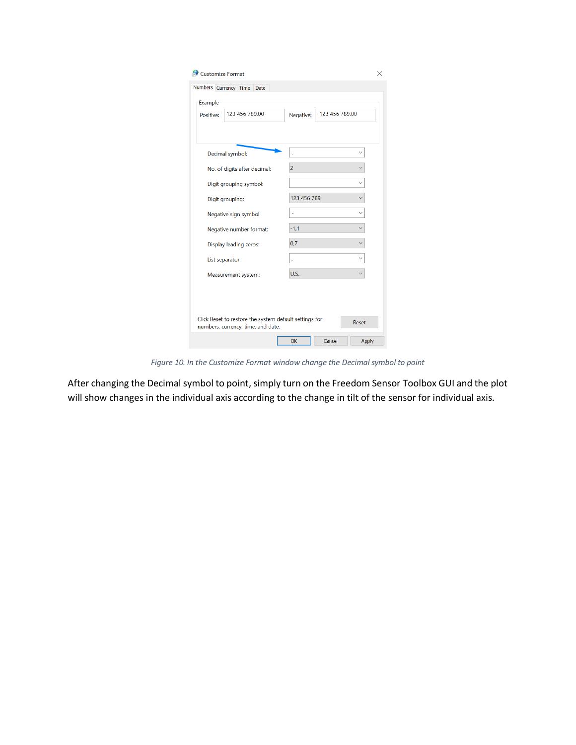Figure 10. In the Customize Format window change the Decimal symbol to point

After changing the Decimal symbol to point, simply turn on the Freedom Sensor Toolbox GUI and the plot will show changes in the individual axis according to the change in tilt of the sensor for individual axis.